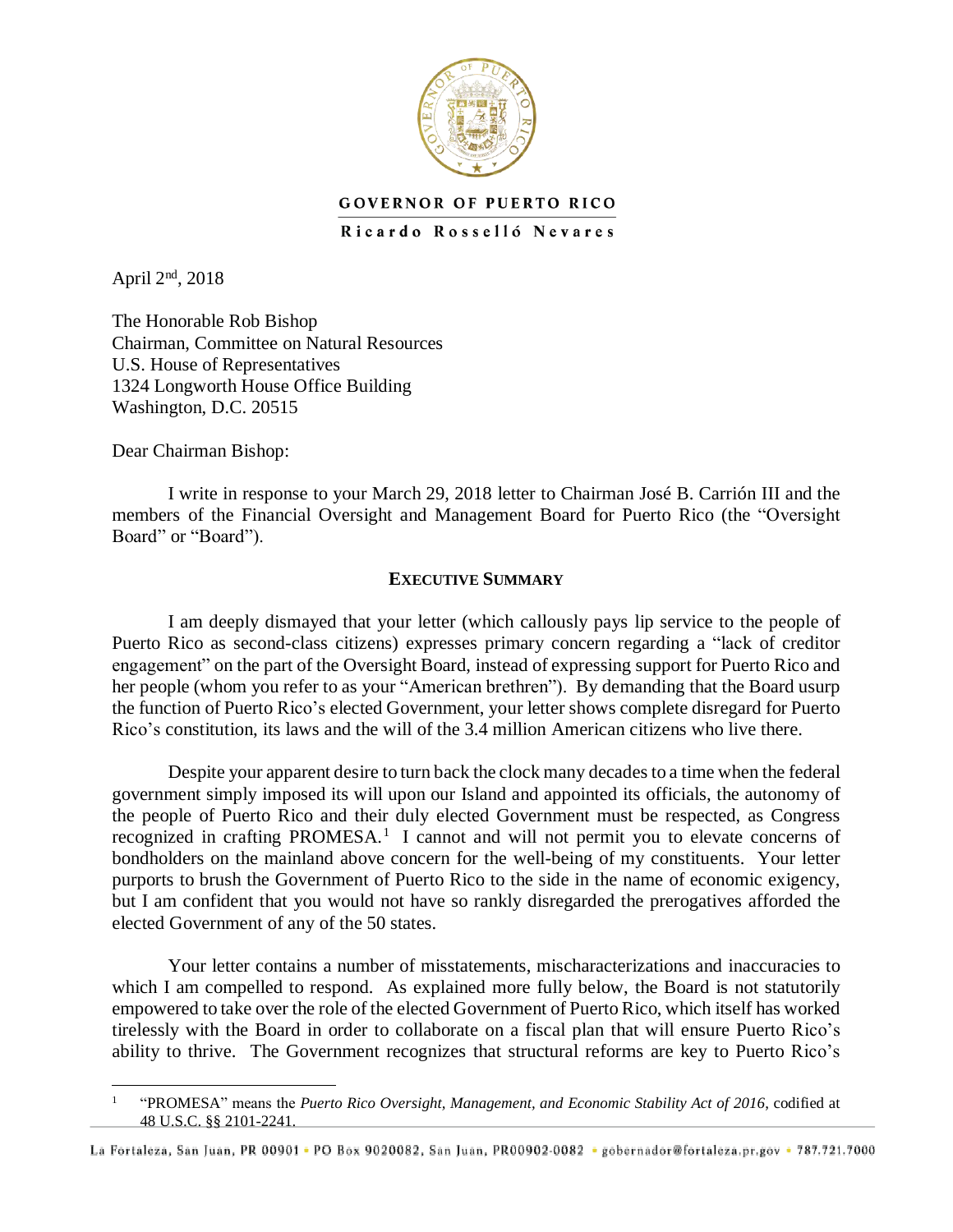**GOVERNOR OF PUERTO RICO**

Ricardo Rosselló Nevares

April 2nd, 2018

The Honorable Rob Bishop
Chairman, Committee on Natural Resources
U.S. House of Representatives
1324 Longworth House Office Building
Washington, D.C. 20515

Dear Chairman Bishop:

I write in response to your March 29, 2018 letter to Chairman José B. Carrión III and the members of the Financial Oversight and Management Board for Puerto Rico (the "Oversight Board" or "Board").

## EXECUTIVE SUMMARY

I am deeply dismayed that your letter (which callously pays lip service to the people of Puerto Rico as second-class citizens) expresses primary concern regarding a "lack of creditor engagement" on the part of the Oversight Board, instead of expressing support for Puerto Rico and her people (whom you refer to as your "American brethren"). By demanding that the Board usurp the function of Puerto Rico's elected Government, your letter shows complete disregard for Puerto Rico's constitution, its laws and the will of the 3.4 million American citizens who live there.

Despite your apparent desire to turn back the clock many decades to a time when the federal government simply imposed its will upon our Island and appointed its officials, the autonomy of the people of Puerto Rico and their duly elected Government must be respected, as Congress recognized in crafting PROMESA.[1] I cannot and will not permit you to elevate concerns of bondholders on the mainland above concern for the well-being of my constituents. Your letter purports to brush the Government of Puerto Rico to the side in the name of economic exigency, but I am confident that you would not have so rankly disregarded the prerogatives afforded the elected Government of any of the 50 states.

Your letter contains a number of misstatements, mischaracterizations and inaccuracies to which I am compelled to respond. As explained more fully below, the Board is not statutorily empowered to take over the role of the elected Government of Puerto Rico, which itself has worked tirelessly with the Board in order to collaborate on a fiscal plan that will ensure Puerto Rico's ability to thrive. The Government recognizes that structural reforms are key to Puerto Rico's

[1] "PROMESA" means the *Puerto Rico Oversight, Management, and Economic Stability Act of 2016*, codified at 48 U.S.C. §§ 2101-2241.

La Fortaleza, San Juan, PR 00901 • PO Box 9020082, San Juan, PR00902-0082 • gobernador@fortaleza.pr.gov • 787.721.7000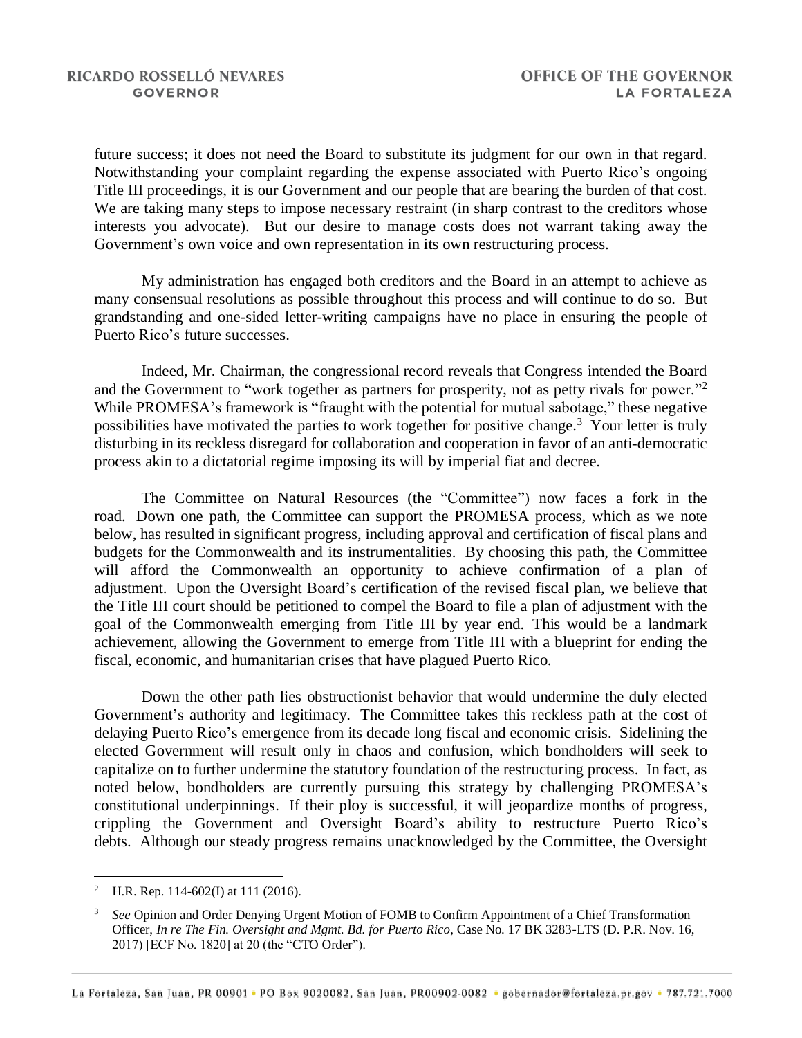future success; it does not need the Board to substitute its judgment for our own in that regard. Notwithstanding your complaint regarding the expense associated with Puerto Rico's ongoing Title III proceedings, it is our Government and our people that are bearing the burden of that cost. We are taking many steps to impose necessary restraint (in sharp contrast to the creditors whose interests you advocate). But our desire to manage costs does not warrant taking away the Government's own voice and own representation in its own restructuring process.

My administration has engaged both creditors and the Board in an attempt to achieve as many consensual resolutions as possible throughout this process and will continue to do so. But grandstanding and one-sided letter-writing campaigns have no place in ensuring the people of Puerto Rico's future successes.

Indeed, Mr. Chairman, the congressional record reveals that Congress intended the Board and the Government to "work together as partners for prosperity, not as petty rivals for power."[2] While PROMESA's framework is "fraught with the potential for mutual sabotage," these negative possibilities have motivated the parties to work together for positive change.[3] Your letter is truly disturbing in its reckless disregard for collaboration and cooperation in favor of an anti-democratic process akin to a dictatorial regime imposing its will by imperial fiat and decree.

The Committee on Natural Resources (the "Committee") now faces a fork in the road. Down one path, the Committee can support the PROMESA process, which as we note below, has resulted in significant progress, including approval and certification of fiscal plans and budgets for the Commonwealth and its instrumentalities. By choosing this path, the Committee will afford the Commonwealth an opportunity to achieve confirmation of a plan of adjustment. Upon the Oversight Board's certification of the revised fiscal plan, we believe that the Title III court should be petitioned to compel the Board to file a plan of adjustment with the goal of the Commonwealth emerging from Title III by year end. This would be a landmark achievement, allowing the Government to emerge from Title III with a blueprint for ending the fiscal, economic, and humanitarian crises that have plagued Puerto Rico.

Down the other path lies obstructionist behavior that would undermine the duly elected Government's authority and legitimacy. The Committee takes this reckless path at the cost of delaying Puerto Rico's emergence from its decade long fiscal and economic crisis. Sidelining the elected Government will result only in chaos and confusion, which bondholders will seek to capitalize on to further undermine the statutory foundation of the restructuring process. In fact, as noted below, bondholders are currently pursuing this strategy by challenging PROMESA's constitutional underpinnings. If their ploy is successful, it will jeopardize months of progress, crippling the Government and Oversight Board's ability to restructure Puerto Rico's debts. Although our steady progress remains unacknowledged by the Committee, the Oversight

[2] H.R. Rep. 114-602(I) at 111 (2016).

[3] *See* Opinion and Order Denying Urgent Motion of FOMB to Confirm Appointment of a Chief Transformation Officer, *In re The Fin. Oversight and Mgmt. Bd. for Puerto Rico*, Case No. 17 BK 3283-LTS (D. P.R. Nov. 16, 2017) [ECF No. 1820] at 20 (the "CTO Order").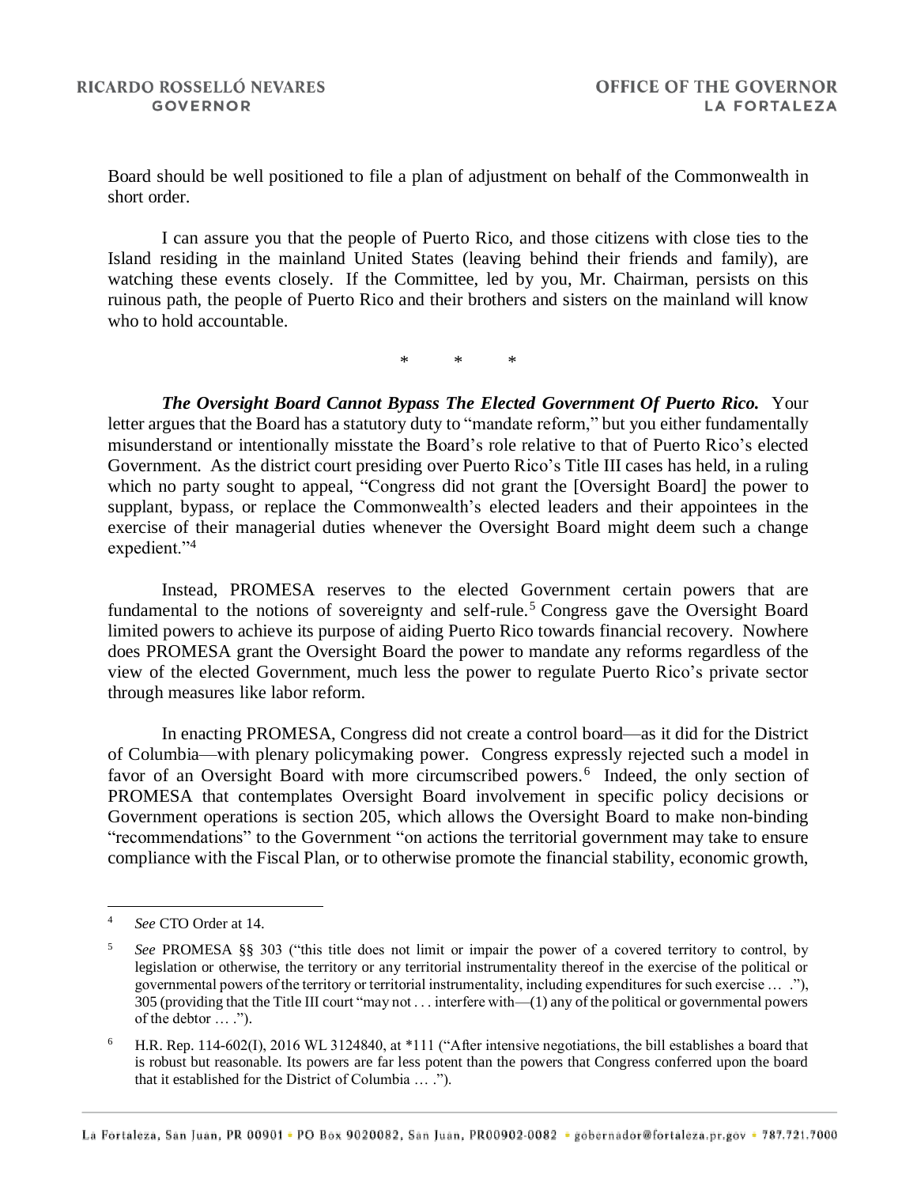Board should be well positioned to file a plan of adjustment on behalf of the Commonwealth in short order.

I can assure you that the people of Puerto Rico, and those citizens with close ties to the Island residing in the mainland United States (leaving behind their friends and family), are watching these events closely. If the Committee, led by you, Mr. Chairman, persists on this ruinous path, the people of Puerto Rico and their brothers and sisters on the mainland will know who to hold accountable.

\* \* \*

***The Oversight Board Cannot Bypass The Elected Government Of Puerto Rico.*** Your letter argues that the Board has a statutory duty to "mandate reform," but you either fundamentally misunderstand or intentionally misstate the Board's role relative to that of Puerto Rico's elected Government. As the district court presiding over Puerto Rico's Title III cases has held, in a ruling which no party sought to appeal, "Congress did not grant the [Oversight Board] the power to supplant, bypass, or replace the Commonwealth's elected leaders and their appointees in the exercise of their managerial duties whenever the Oversight Board might deem such a change expedient."[4]

Instead, PROMESA reserves to the elected Government certain powers that are fundamental to the notions of sovereignty and self-rule.[5] Congress gave the Oversight Board limited powers to achieve its purpose of aiding Puerto Rico towards financial recovery. Nowhere does PROMESA grant the Oversight Board the power to mandate any reforms regardless of the view of the elected Government, much less the power to regulate Puerto Rico's private sector through measures like labor reform.

In enacting PROMESA, Congress did not create a control board—as it did for the District of Columbia—with plenary policymaking power. Congress expressly rejected such a model in favor of an Oversight Board with more circumscribed powers.[6] Indeed, the only section of PROMESA that contemplates Oversight Board involvement in specific policy decisions or Government operations is section 205, which allows the Oversight Board to make non-binding "recommendations" to the Government "on actions the territorial government may take to ensure compliance with the Fiscal Plan, or to otherwise promote the financial stability, economic growth,

---

[4] *See* CTO Order at 14.

[5] *See* PROMESA §§ 303 ("this title does not limit or impair the power of a covered territory to control, by legislation or otherwise, the territory or any territorial instrumentality thereof in the exercise of the political or governmental powers of the territory or territorial instrumentality, including expenditures for such exercise … ."), 305 (providing that the Title III court "may not . . . interfere with—(1) any of the political or governmental powers of the debtor … .").

[6] H.R. Rep. 114-602(I), 2016 WL 3124840, at \*111 ("After intensive negotiations, the bill establishes a board that is robust but reasonable. Its powers are far less potent than the powers that Congress conferred upon the board that it established for the District of Columbia … .").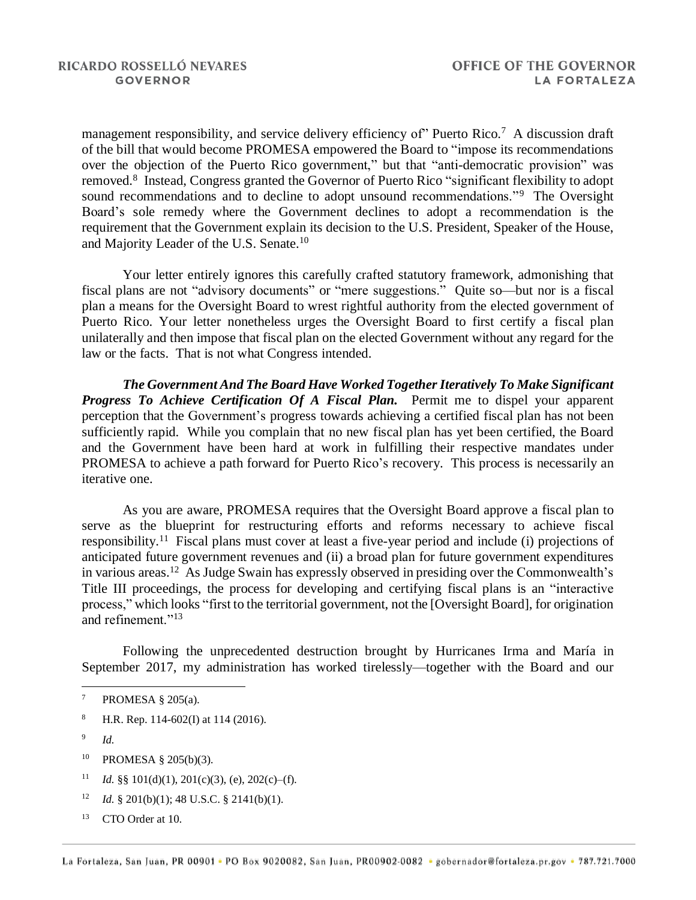management responsibility, and service delivery efficiency of" Puerto Rico.[7] A discussion draft of the bill that would become PROMESA empowered the Board to "impose its recommendations over the objection of the Puerto Rico government," but that "anti-democratic provision" was removed.[8] Instead, Congress granted the Governor of Puerto Rico "significant flexibility to adopt sound recommendations and to decline to adopt unsound recommendations."[9] The Oversight Board's sole remedy where the Government declines to adopt a recommendation is the requirement that the Government explain its decision to the U.S. President, Speaker of the House, and Majority Leader of the U.S. Senate.[10]

Your letter entirely ignores this carefully crafted statutory framework, admonishing that fiscal plans are not "advisory documents" or "mere suggestions." Quite so—but nor is a fiscal plan a means for the Oversight Board to wrest rightful authority from the elected government of Puerto Rico. Your letter nonetheless urges the Oversight Board to first certify a fiscal plan unilaterally and then impose that fiscal plan on the elected Government without any regard for the law or the facts. That is not what Congress intended.

***The Government And The Board Have Worked Together Iteratively To Make Significant Progress To Achieve Certification Of A Fiscal Plan.*** Permit me to dispel your apparent perception that the Government's progress towards achieving a certified fiscal plan has not been sufficiently rapid. While you complain that no new fiscal plan has yet been certified, the Board and the Government have been hard at work in fulfilling their respective mandates under PROMESA to achieve a path forward for Puerto Rico's recovery. This process is necessarily an iterative one.

As you are aware, PROMESA requires that the Oversight Board approve a fiscal plan to serve as the blueprint for restructuring efforts and reforms necessary to achieve fiscal responsibility.[11] Fiscal plans must cover at least a five-year period and include (i) projections of anticipated future government revenues and (ii) a broad plan for future government expenditures in various areas.[12] As Judge Swain has expressly observed in presiding over the Commonwealth's Title III proceedings, the process for developing and certifying fiscal plans is an "interactive process," which looks "first to the territorial government, not the [Oversight Board], for origination and refinement."[13]

Following the unprecedented destruction brought by Hurricanes Irma and María in September 2017, my administration has worked tirelessly—together with the Board and our

---

[7] PROMESA § 205(a).

[8] H.R. Rep. 114-602(I) at 114 (2016).

[9] *Id.*

[10] PROMESA § 205(b)(3).

[11] *Id.* §§ 101(d)(1), 201(c)(3), (e), 202(c)–(f).

[12] *Id.* § 201(b)(1); 48 U.S.C. § 2141(b)(1).

[13] CTO Order at 10.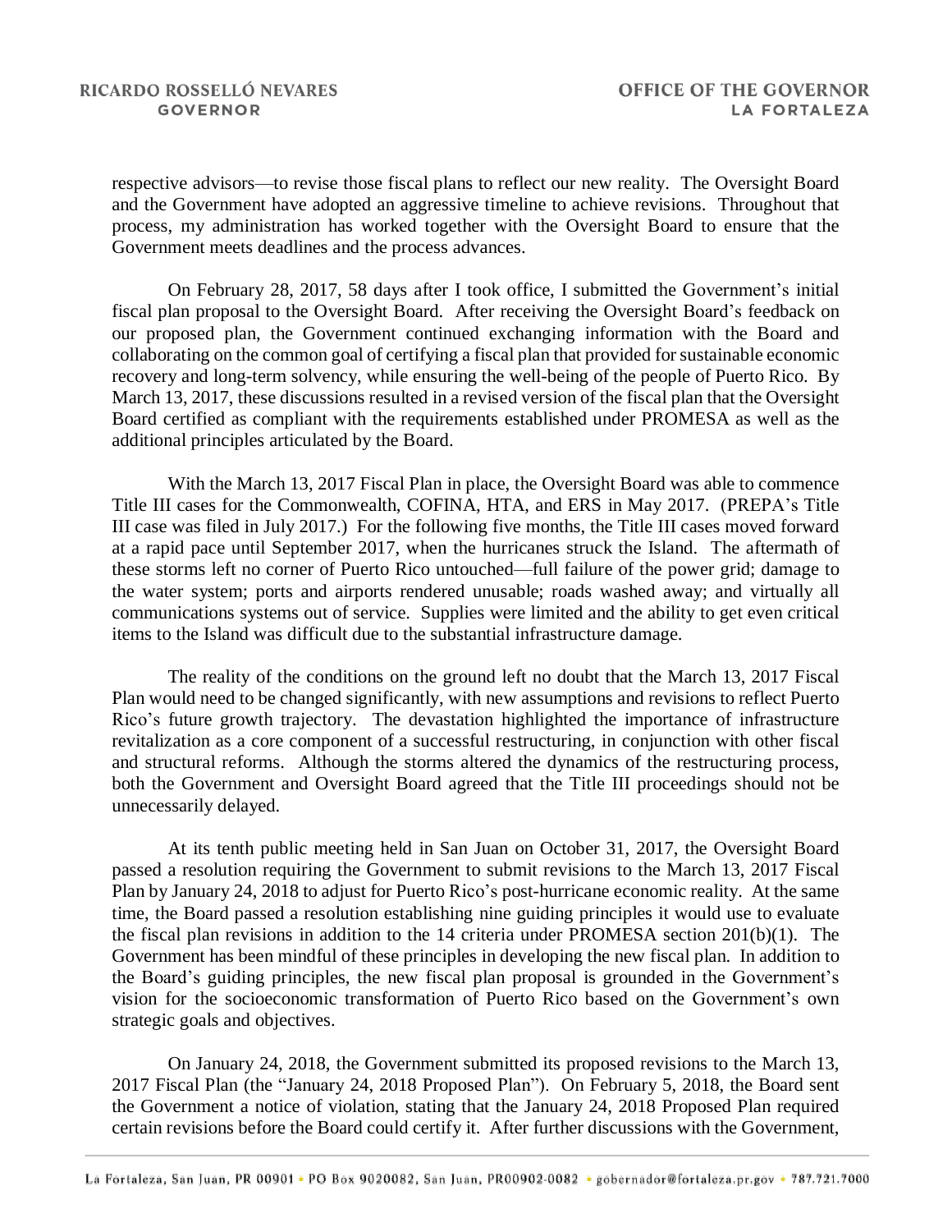respective advisors—to revise those fiscal plans to reflect our new reality. The Oversight Board and the Government have adopted an aggressive timeline to achieve revisions. Throughout that process, my administration has worked together with the Oversight Board to ensure that the Government meets deadlines and the process advances.

On February 28, 2017, 58 days after I took office, I submitted the Government's initial fiscal plan proposal to the Oversight Board. After receiving the Oversight Board's feedback on our proposed plan, the Government continued exchanging information with the Board and collaborating on the common goal of certifying a fiscal plan that provided for sustainable economic recovery and long-term solvency, while ensuring the well-being of the people of Puerto Rico. By March 13, 2017, these discussions resulted in a revised version of the fiscal plan that the Oversight Board certified as compliant with the requirements established under PROMESA as well as the additional principles articulated by the Board.

With the March 13, 2017 Fiscal Plan in place, the Oversight Board was able to commence Title III cases for the Commonwealth, COFINA, HTA, and ERS in May 2017. (PREPA's Title III case was filed in July 2017.) For the following five months, the Title III cases moved forward at a rapid pace until September 2017, when the hurricanes struck the Island. The aftermath of these storms left no corner of Puerto Rico untouched—full failure of the power grid; damage to the water system; ports and airports rendered unusable; roads washed away; and virtually all communications systems out of service. Supplies were limited and the ability to get even critical items to the Island was difficult due to the substantial infrastructure damage.

The reality of the conditions on the ground left no doubt that the March 13, 2017 Fiscal Plan would need to be changed significantly, with new assumptions and revisions to reflect Puerto Rico's future growth trajectory. The devastation highlighted the importance of infrastructure revitalization as a core component of a successful restructuring, in conjunction with other fiscal and structural reforms. Although the storms altered the dynamics of the restructuring process, both the Government and Oversight Board agreed that the Title III proceedings should not be unnecessarily delayed.

At its tenth public meeting held in San Juan on October 31, 2017, the Oversight Board passed a resolution requiring the Government to submit revisions to the March 13, 2017 Fiscal Plan by January 24, 2018 to adjust for Puerto Rico's post-hurricane economic reality. At the same time, the Board passed a resolution establishing nine guiding principles it would use to evaluate the fiscal plan revisions in addition to the 14 criteria under PROMESA section 201(b)(1). The Government has been mindful of these principles in developing the new fiscal plan. In addition to the Board's guiding principles, the new fiscal plan proposal is grounded in the Government's vision for the socioeconomic transformation of Puerto Rico based on the Government's own strategic goals and objectives.

On January 24, 2018, the Government submitted its proposed revisions to the March 13, 2017 Fiscal Plan (the "January 24, 2018 Proposed Plan"). On February 5, 2018, the Board sent the Government a notice of violation, stating that the January 24, 2018 Proposed Plan required certain revisions before the Board could certify it. After further discussions with the Government,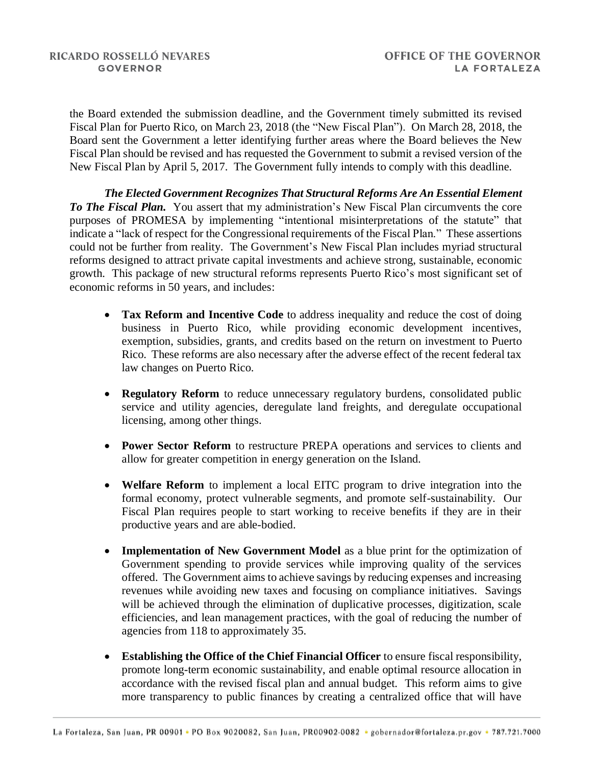the Board extended the submission deadline, and the Government timely submitted its revised Fiscal Plan for Puerto Rico, on March 23, 2018 (the "New Fiscal Plan"). On March 28, 2018, the Board sent the Government a letter identifying further areas where the Board believes the New Fiscal Plan should be revised and has requested the Government to submit a revised version of the New Fiscal Plan by April 5, 2017. The Government fully intends to comply with this deadline.

***The Elected Government Recognizes That Structural Reforms Are An Essential Element To The Fiscal Plan.*** You assert that my administration's New Fiscal Plan circumvents the core purposes of PROMESA by implementing "intentional misinterpretations of the statute" that indicate a "lack of respect for the Congressional requirements of the Fiscal Plan." These assertions could not be further from reality. The Government's New Fiscal Plan includes myriad structural reforms designed to attract private capital investments and achieve strong, sustainable, economic growth. This package of new structural reforms represents Puerto Rico's most significant set of economic reforms in 50 years, and includes:

- **Tax Reform and Incentive Code** to address inequality and reduce the cost of doing business in Puerto Rico, while providing economic development incentives, exemption, subsidies, grants, and credits based on the return on investment to Puerto Rico. These reforms are also necessary after the adverse effect of the recent federal tax law changes on Puerto Rico.

- **Regulatory Reform** to reduce unnecessary regulatory burdens, consolidated public service and utility agencies, deregulate land freights, and deregulate occupational licensing, among other things.

- **Power Sector Reform** to restructure PREPA operations and services to clients and allow for greater competition in energy generation on the Island.

- **Welfare Reform** to implement a local EITC program to drive integration into the formal economy, protect vulnerable segments, and promote self-sustainability. Our Fiscal Plan requires people to start working to receive benefits if they are in their productive years and are able-bodied.

- **Implementation of New Government Model** as a blue print for the optimization of Government spending to provide services while improving quality of the services offered. The Government aims to achieve savings by reducing expenses and increasing revenues while avoiding new taxes and focusing on compliance initiatives. Savings will be achieved through the elimination of duplicative processes, digitization, scale efficiencies, and lean management practices, with the goal of reducing the number of agencies from 118 to approximately 35.

- **Establishing the Office of the Chief Financial Officer** to ensure fiscal responsibility, promote long-term economic sustainability, and enable optimal resource allocation in accordance with the revised fiscal plan and annual budget. This reform aims to give more transparency to public finances by creating a centralized office that will have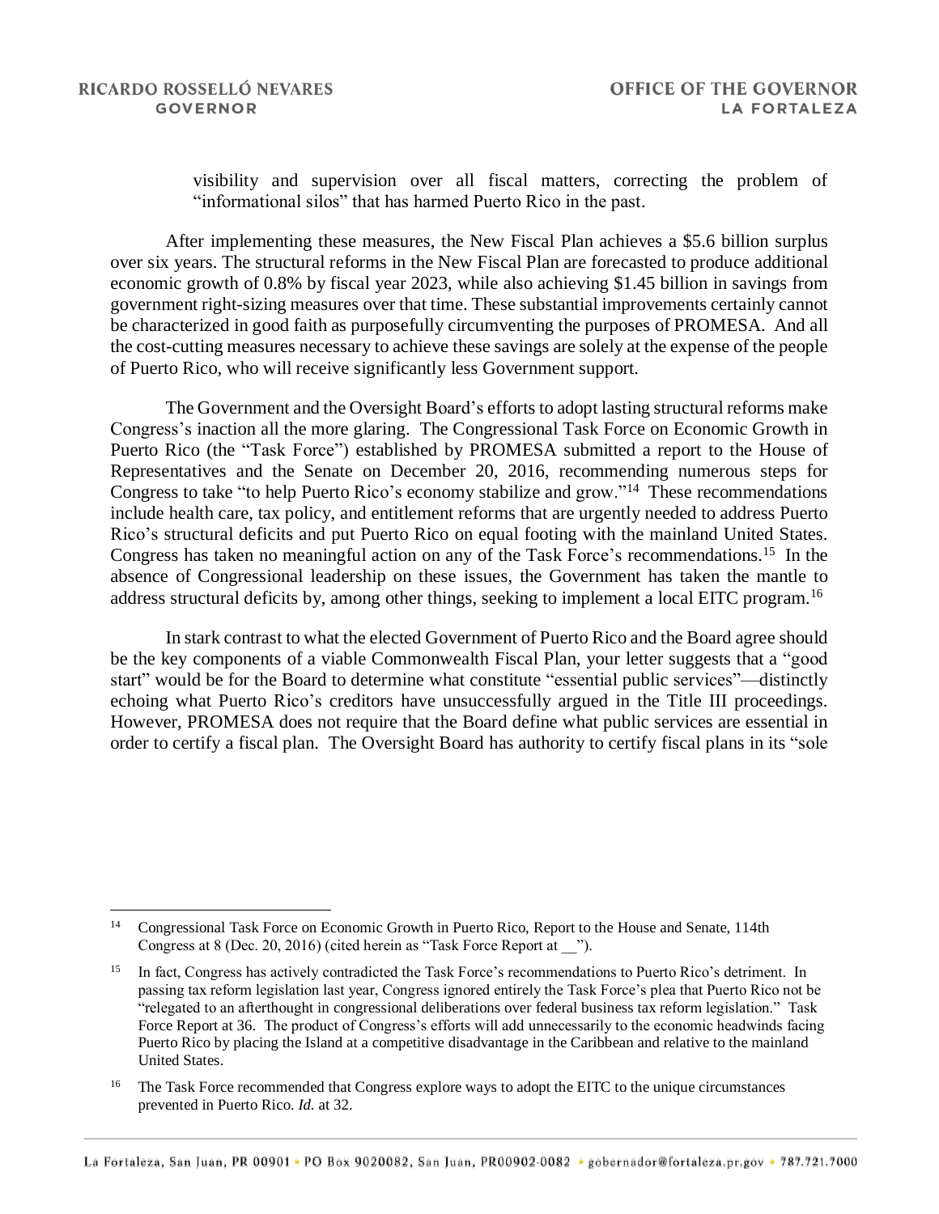visibility and supervision over all fiscal matters, correcting the problem of "informational silos" that has harmed Puerto Rico in the past.

After implementing these measures, the New Fiscal Plan achieves a $5.6 billion surplus over six years. The structural reforms in the New Fiscal Plan are forecasted to produce additional economic growth of 0.8% by fiscal year 2023, while also achieving $1.45 billion in savings from government right-sizing measures over that time. These substantial improvements certainly cannot be characterized in good faith as purposefully circumventing the purposes of PROMESA. And all the cost-cutting measures necessary to achieve these savings are solely at the expense of the people of Puerto Rico, who will receive significantly less Government support.

The Government and the Oversight Board's efforts to adopt lasting structural reforms make Congress's inaction all the more glaring. The Congressional Task Force on Economic Growth in Puerto Rico (the "Task Force") established by PROMESA submitted a report to the House of Representatives and the Senate on December 20, 2016, recommending numerous steps for Congress to take "to help Puerto Rico's economy stabilize and grow."[14] These recommendations include health care, tax policy, and entitlement reforms that are urgently needed to address Puerto Rico's structural deficits and put Puerto Rico on equal footing with the mainland United States. Congress has taken no meaningful action on any of the Task Force's recommendations.[15] In the absence of Congressional leadership on these issues, the Government has taken the mantle to address structural deficits by, among other things, seeking to implement a local EITC program.[16]

In stark contrast to what the elected Government of Puerto Rico and the Board agree should be the key components of a viable Commonwealth Fiscal Plan, your letter suggests that a "good start" would be for the Board to determine what constitute "essential public services"—distinctly echoing what Puerto Rico's creditors have unsuccessfully argued in the Title III proceedings. However, PROMESA does not require that the Board define what public services are essential in order to certify a fiscal plan. The Oversight Board has authority to certify fiscal plans in its "sole

---

[14] Congressional Task Force on Economic Growth in Puerto Rico, Report to the House and Senate, 114th Congress at 8 (Dec. 20, 2016) (cited herein as "Task Force Report at __").

[15] In fact, Congress has actively contradicted the Task Force's recommendations to Puerto Rico's detriment. In passing tax reform legislation last year, Congress ignored entirely the Task Force's plea that Puerto Rico not be "relegated to an afterthought in congressional deliberations over federal business tax reform legislation." Task Force Report at 36. The product of Congress's efforts will add unnecessarily to the economic headwinds facing Puerto Rico by placing the Island at a competitive disadvantage in the Caribbean and relative to the mainland United States.

[16] The Task Force recommended that Congress explore ways to adopt the EITC to the unique circumstances prevented in Puerto Rico. *Id.* at 32.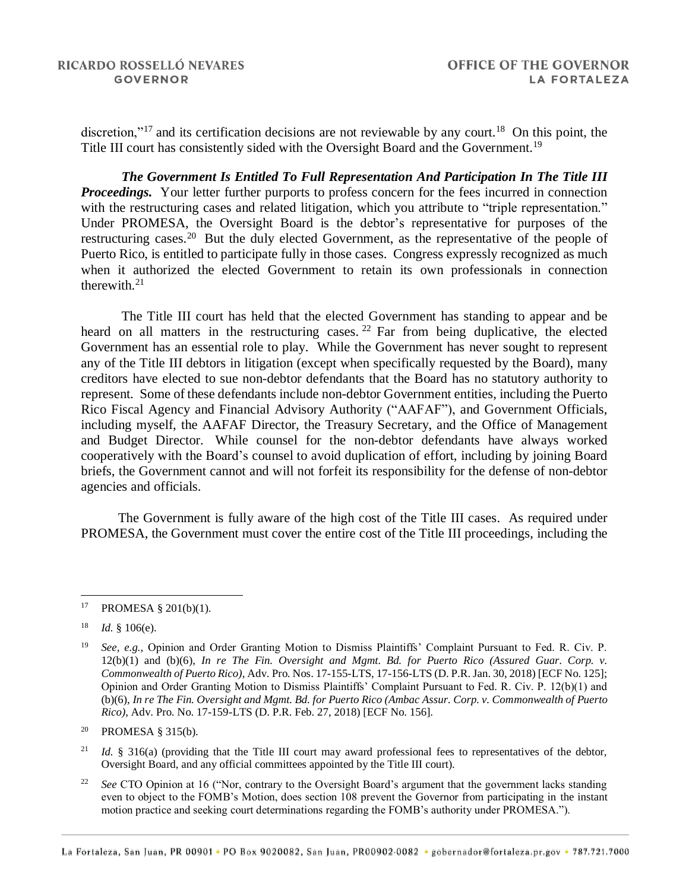discretion,"[17] and its certification decisions are not reviewable by any court.[18] On this point, the Title III court has consistently sided with the Oversight Board and the Government.[19]

***The Government Is Entitled To Full Representation And Participation In The Title III Proceedings.*** Your letter further purports to profess concern for the fees incurred in connection with the restructuring cases and related litigation, which you attribute to "triple representation." Under PROMESA, the Oversight Board is the debtor's representative for purposes of the restructuring cases.[20] But the duly elected Government, as the representative of the people of Puerto Rico, is entitled to participate fully in those cases. Congress expressly recognized as much when it authorized the elected Government to retain its own professionals in connection therewith.[21]

The Title III court has held that the elected Government has standing to appear and be heard on all matters in the restructuring cases.[22] Far from being duplicative, the elected Government has an essential role to play. While the Government has never sought to represent any of the Title III debtors in litigation (except when specifically requested by the Board), many creditors have elected to sue non-debtor defendants that the Board has no statutory authority to represent. Some of these defendants include non-debtor Government entities, including the Puerto Rico Fiscal Agency and Financial Advisory Authority ("AAFAF"), and Government Officials, including myself, the AAFAF Director, the Treasury Secretary, and the Office of Management and Budget Director. While counsel for the non-debtor defendants have always worked cooperatively with the Board's counsel to avoid duplication of effort, including by joining Board briefs, the Government cannot and will not forfeit its responsibility for the defense of non-debtor agencies and officials.

The Government is fully aware of the high cost of the Title III cases. As required under PROMESA, the Government must cover the entire cost of the Title III proceedings, including the

---

[17] PROMESA § 201(b)(1).

[18] *Id.* § 106(e).

[19] *See, e.g.,* Opinion and Order Granting Motion to Dismiss Plaintiffs' Complaint Pursuant to Fed. R. Civ. P. 12(b)(1) and (b)(6), *In re The Fin. Oversight and Mgmt. Bd. for Puerto Rico (Assured Guar. Corp. v. Commonwealth of Puerto Rico)*, Adv. Pro. Nos. 17-155-LTS, 17-156-LTS (D. P.R. Jan. 30, 2018) [ECF No. 125]; Opinion and Order Granting Motion to Dismiss Plaintiffs' Complaint Pursuant to Fed. R. Civ. P. 12(b)(1) and (b)(6), *In re The Fin. Oversight and Mgmt. Bd. for Puerto Rico (Ambac Assur. Corp. v. Commonwealth of Puerto Rico)*, Adv. Pro. No. 17-159-LTS (D. P.R. Feb. 27, 2018) [ECF No. 156].

[20] PROMESA § 315(b).

[21] *Id.* § 316(a) (providing that the Title III court may award professional fees to representatives of the debtor, Oversight Board, and any official committees appointed by the Title III court).

[22] *See* CTO Opinion at 16 ("Nor, contrary to the Oversight Board's argument that the government lacks standing even to object to the FOMB's Motion, does section 108 prevent the Governor from participating in the instant motion practice and seeking court determinations regarding the FOMB's authority under PROMESA.").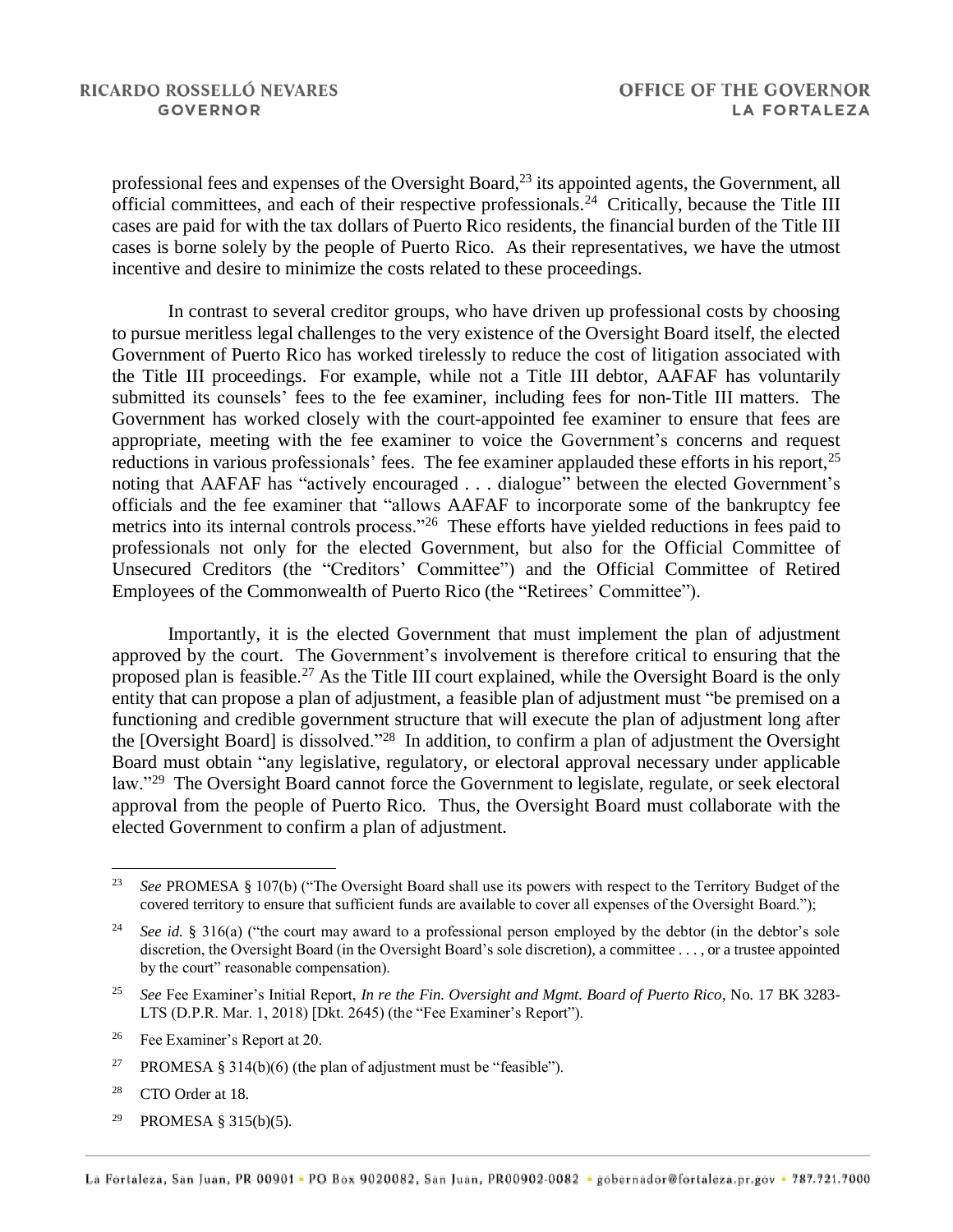professional fees and expenses of the Oversight Board,[23] its appointed agents, the Government, all official committees, and each of their respective professionals.[24] Critically, because the Title III cases are paid for with the tax dollars of Puerto Rico residents, the financial burden of the Title III cases is borne solely by the people of Puerto Rico. As their representatives, we have the utmost incentive and desire to minimize the costs related to these proceedings.

In contrast to several creditor groups, who have driven up professional costs by choosing to pursue meritless legal challenges to the very existence of the Oversight Board itself, the elected Government of Puerto Rico has worked tirelessly to reduce the cost of litigation associated with the Title III proceedings. For example, while not a Title III debtor, AAFAF has voluntarily submitted its counsels' fees to the fee examiner, including fees for non-Title III matters. The Government has worked closely with the court-appointed fee examiner to ensure that fees are appropriate, meeting with the fee examiner to voice the Government's concerns and request reductions in various professionals' fees. The fee examiner applauded these efforts in his report,[25] noting that AAFAF has "actively encouraged . . . dialogue" between the elected Government's officials and the fee examiner that "allows AAFAF to incorporate some of the bankruptcy fee metrics into its internal controls process."[26] These efforts have yielded reductions in fees paid to professionals not only for the elected Government, but also for the Official Committee of Unsecured Creditors (the "Creditors' Committee") and the Official Committee of Retired Employees of the Commonwealth of Puerto Rico (the "Retirees' Committee").

Importantly, it is the elected Government that must implement the plan of adjustment approved by the court. The Government's involvement is therefore critical to ensuring that the proposed plan is feasible.[27] As the Title III court explained, while the Oversight Board is the only entity that can propose a plan of adjustment, a feasible plan of adjustment must "be premised on a functioning and credible government structure that will execute the plan of adjustment long after the [Oversight Board] is dissolved."[28] In addition, to confirm a plan of adjustment the Oversight Board must obtain "any legislative, regulatory, or electoral approval necessary under applicable law."[29] The Oversight Board cannot force the Government to legislate, regulate, or seek electoral approval from the people of Puerto Rico. Thus, the Oversight Board must collaborate with the elected Government to confirm a plan of adjustment.

---

[23] *See* PROMESA § 107(b) ("The Oversight Board shall use its powers with respect to the Territory Budget of the covered territory to ensure that sufficient funds are available to cover all expenses of the Oversight Board.");

[24] *See id.* § 316(a) ("the court may award to a professional person employed by the debtor (in the debtor's sole discretion, the Oversight Board (in the Oversight Board's sole discretion), a committee . . . , or a trustee appointed by the court" reasonable compensation).

[25] *See* Fee Examiner's Initial Report, *In re the Fin. Oversight and Mgmt. Board of Puerto Rico*, No. 17 BK 3283-LTS (D.P.R. Mar. 1, 2018) [Dkt. 2645) (the "Fee Examiner's Report").

[26] Fee Examiner's Report at 20.

[27] PROMESA § 314(b)(6) (the plan of adjustment must be "feasible").

[28] CTO Order at 18.

[29] PROMESA § 315(b)(5).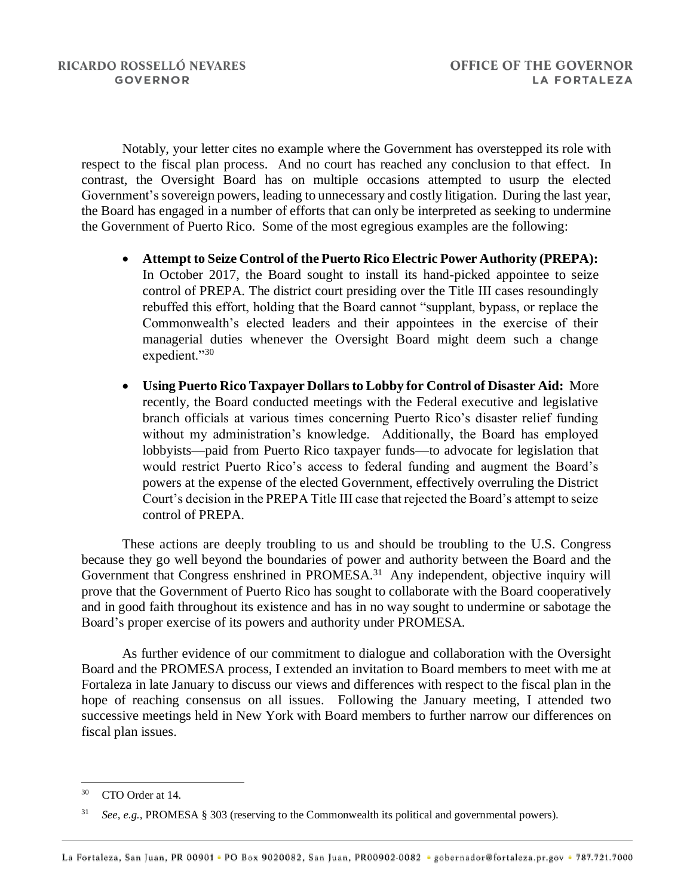Notably, your letter cites no example where the Government has overstepped its role with respect to the fiscal plan process. And no court has reached any conclusion to that effect. In contrast, the Oversight Board has on multiple occasions attempted to usurp the elected Government's sovereign powers, leading to unnecessary and costly litigation. During the last year, the Board has engaged in a number of efforts that can only be interpreted as seeking to undermine the Government of Puerto Rico. Some of the most egregious examples are the following:

- **Attempt to Seize Control of the Puerto Rico Electric Power Authority (PREPA):** In October 2017, the Board sought to install its hand-picked appointee to seize control of PREPA. The district court presiding over the Title III cases resoundingly rebuffed this effort, holding that the Board cannot "supplant, bypass, or replace the Commonwealth's elected leaders and their appointees in the exercise of their managerial duties whenever the Oversight Board might deem such a change expedient."[30]

- **Using Puerto Rico Taxpayer Dollars to Lobby for Control of Disaster Aid:** More recently, the Board conducted meetings with the Federal executive and legislative branch officials at various times concerning Puerto Rico's disaster relief funding without my administration's knowledge. Additionally, the Board has employed lobbyists—paid from Puerto Rico taxpayer funds—to advocate for legislation that would restrict Puerto Rico's access to federal funding and augment the Board's powers at the expense of the elected Government, effectively overruling the District Court's decision in the PREPA Title III case that rejected the Board's attempt to seize control of PREPA.

These actions are deeply troubling to us and should be troubling to the U.S. Congress because they go well beyond the boundaries of power and authority between the Board and the Government that Congress enshrined in PROMESA.[31] Any independent, objective inquiry will prove that the Government of Puerto Rico has sought to collaborate with the Board cooperatively and in good faith throughout its existence and has in no way sought to undermine or sabotage the Board's proper exercise of its powers and authority under PROMESA.

As further evidence of our commitment to dialogue and collaboration with the Oversight Board and the PROMESA process, I extended an invitation to Board members to meet with me at Fortaleza in late January to discuss our views and differences with respect to the fiscal plan in the hope of reaching consensus on all issues. Following the January meeting, I attended two successive meetings held in New York with Board members to further narrow our differences on fiscal plan issues.

---

[30] CTO Order at 14.

[31] *See, e.g.,* PROMESA § 303 (reserving to the Commonwealth its political and governmental powers).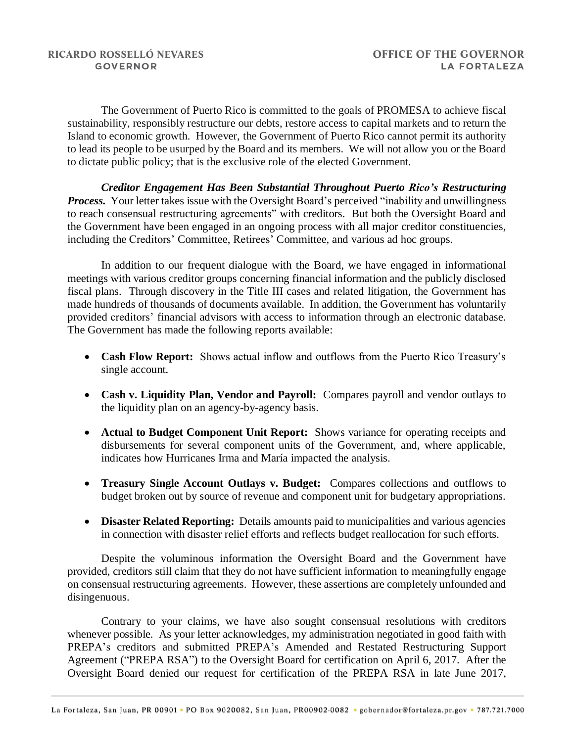The Government of Puerto Rico is committed to the goals of PROMESA to achieve fiscal sustainability, responsibly restructure our debts, restore access to capital markets and to return the Island to economic growth. However, the Government of Puerto Rico cannot permit its authority to lead its people to be usurped by the Board and its members. We will not allow you or the Board to dictate public policy; that is the exclusive role of the elected Government.

***Creditor Engagement Has Been Substantial Throughout Puerto Rico's Restructuring Process.*** Your letter takes issue with the Oversight Board's perceived "inability and unwillingness to reach consensual restructuring agreements" with creditors. But both the Oversight Board and the Government have been engaged in an ongoing process with all major creditor constituencies, including the Creditors' Committee, Retirees' Committee, and various ad hoc groups.

In addition to our frequent dialogue with the Board, we have engaged in informational meetings with various creditor groups concerning financial information and the publicly disclosed fiscal plans. Through discovery in the Title III cases and related litigation, the Government has made hundreds of thousands of documents available. In addition, the Government has voluntarily provided creditors' financial advisors with access to information through an electronic database. The Government has made the following reports available:

- **Cash Flow Report:** Shows actual inflow and outflows from the Puerto Rico Treasury's single account.
- **Cash v. Liquidity Plan, Vendor and Payroll:** Compares payroll and vendor outlays to the liquidity plan on an agency-by-agency basis.
- **Actual to Budget Component Unit Report:** Shows variance for operating receipts and disbursements for several component units of the Government, and, where applicable, indicates how Hurricanes Irma and María impacted the analysis.
- **Treasury Single Account Outlays v. Budget:** Compares collections and outflows to budget broken out by source of revenue and component unit for budgetary appropriations.
- **Disaster Related Reporting:** Details amounts paid to municipalities and various agencies in connection with disaster relief efforts and reflects budget reallocation for such efforts.

Despite the voluminous information the Oversight Board and the Government have provided, creditors still claim that they do not have sufficient information to meaningfully engage on consensual restructuring agreements. However, these assertions are completely unfounded and disingenuous.

Contrary to your claims, we have also sought consensual resolutions with creditors whenever possible. As your letter acknowledges, my administration negotiated in good faith with PREPA's creditors and submitted PREPA's Amended and Restated Restructuring Support Agreement ("PREPA RSA") to the Oversight Board for certification on April 6, 2017. After the Oversight Board denied our request for certification of the PREPA RSA in late June 2017,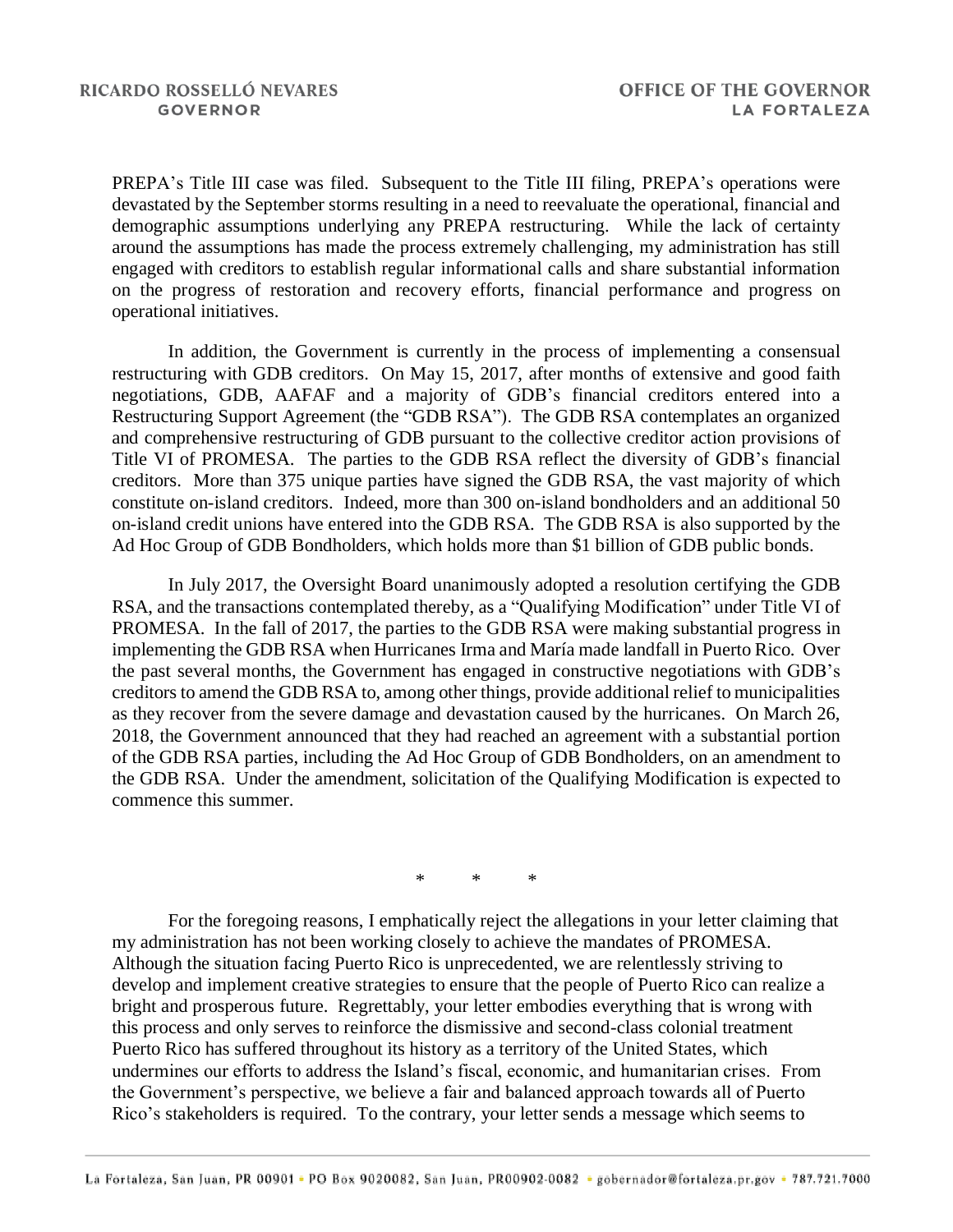PREPA's Title III case was filed. Subsequent to the Title III filing, PREPA's operations were devastated by the September storms resulting in a need to reevaluate the operational, financial and demographic assumptions underlying any PREPA restructuring. While the lack of certainty around the assumptions has made the process extremely challenging, my administration has still engaged with creditors to establish regular informational calls and share substantial information on the progress of restoration and recovery efforts, financial performance and progress on operational initiatives.

In addition, the Government is currently in the process of implementing a consensual restructuring with GDB creditors. On May 15, 2017, after months of extensive and good faith negotiations, GDB, AAFAF and a majority of GDB's financial creditors entered into a Restructuring Support Agreement (the "GDB RSA"). The GDB RSA contemplates an organized and comprehensive restructuring of GDB pursuant to the collective creditor action provisions of Title VI of PROMESA. The parties to the GDB RSA reflect the diversity of GDB's financial creditors. More than 375 unique parties have signed the GDB RSA, the vast majority of which constitute on-island creditors. Indeed, more than 300 on-island bondholders and an additional 50 on-island credit unions have entered into the GDB RSA. The GDB RSA is also supported by the Ad Hoc Group of GDB Bondholders, which holds more than $1 billion of GDB public bonds.

In July 2017, the Oversight Board unanimously adopted a resolution certifying the GDB RSA, and the transactions contemplated thereby, as a "Qualifying Modification" under Title VI of PROMESA. In the fall of 2017, the parties to the GDB RSA were making substantial progress in implementing the GDB RSA when Hurricanes Irma and María made landfall in Puerto Rico. Over the past several months, the Government has engaged in constructive negotiations with GDB's creditors to amend the GDB RSA to, among other things, provide additional relief to municipalities as they recover from the severe damage and devastation caused by the hurricanes. On March 26, 2018, the Government announced that they had reached an agreement with a substantial portion of the GDB RSA parties, including the Ad Hoc Group of GDB Bondholders, on an amendment to the GDB RSA. Under the amendment, solicitation of the Qualifying Modification is expected to commence this summer.

\* \* \*

For the foregoing reasons, I emphatically reject the allegations in your letter claiming that my administration has not been working closely to achieve the mandates of PROMESA. Although the situation facing Puerto Rico is unprecedented, we are relentlessly striving to develop and implement creative strategies to ensure that the people of Puerto Rico can realize a bright and prosperous future. Regrettably, your letter embodies everything that is wrong with this process and only serves to reinforce the dismissive and second-class colonial treatment Puerto Rico has suffered throughout its history as a territory of the United States, which undermines our efforts to address the Island's fiscal, economic, and humanitarian crises. From the Government's perspective, we believe a fair and balanced approach towards all of Puerto Rico's stakeholders is required. To the contrary, your letter sends a message which seems to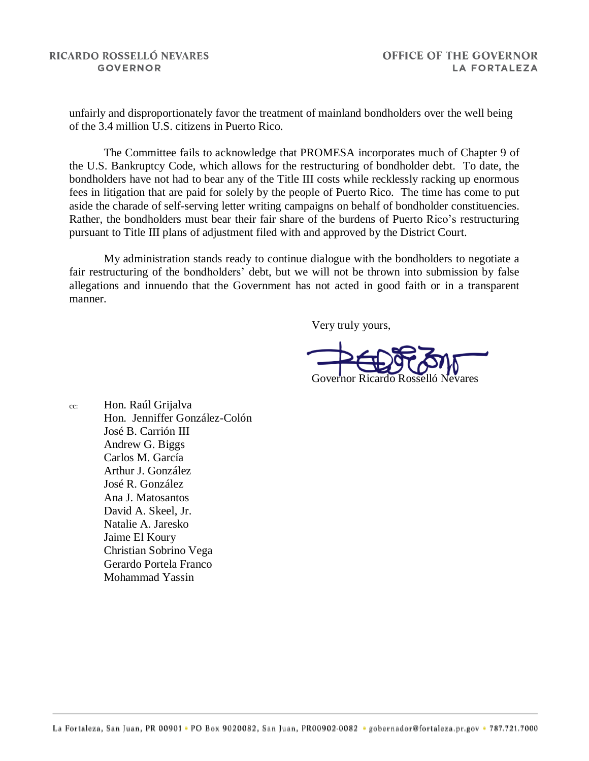unfairly and disproportionately favor the treatment of mainland bondholders over the well being of the 3.4 million U.S. citizens in Puerto Rico.

The Committee fails to acknowledge that PROMESA incorporates much of Chapter 9 of the U.S. Bankruptcy Code, which allows for the restructuring of bondholder debt. To date, the bondholders have not had to bear any of the Title III costs while recklessly racking up enormous fees in litigation that are paid for solely by the people of Puerto Rico. The time has come to put aside the charade of self-serving letter writing campaigns on behalf of bondholder constituencies. Rather, the bondholders must bear their fair share of the burdens of Puerto Rico's restructuring pursuant to Title III plans of adjustment filed with and approved by the District Court.

My administration stands ready to continue dialogue with the bondholders to negotiate a fair restructuring of the bondholders' debt, but we will not be thrown into submission by false allegations and innuendo that the Government has not acted in good faith or in a transparent manner.

Very truly yours,

Governor Ricardo Rosselló Nevares

cc:
Hon. Raúl Grijalva
Hon. Jenniffer González-Colón
José B. Carrión III
Andrew G. Biggs
Carlos M. García
Arthur J. González
José R. González
Ana J. Matosantos
David A. Skeel, Jr.
Natalie A. Jaresko
Jaime El Koury
Christian Sobrino Vega
Gerardo Portela Franco
Mohammad Yassin